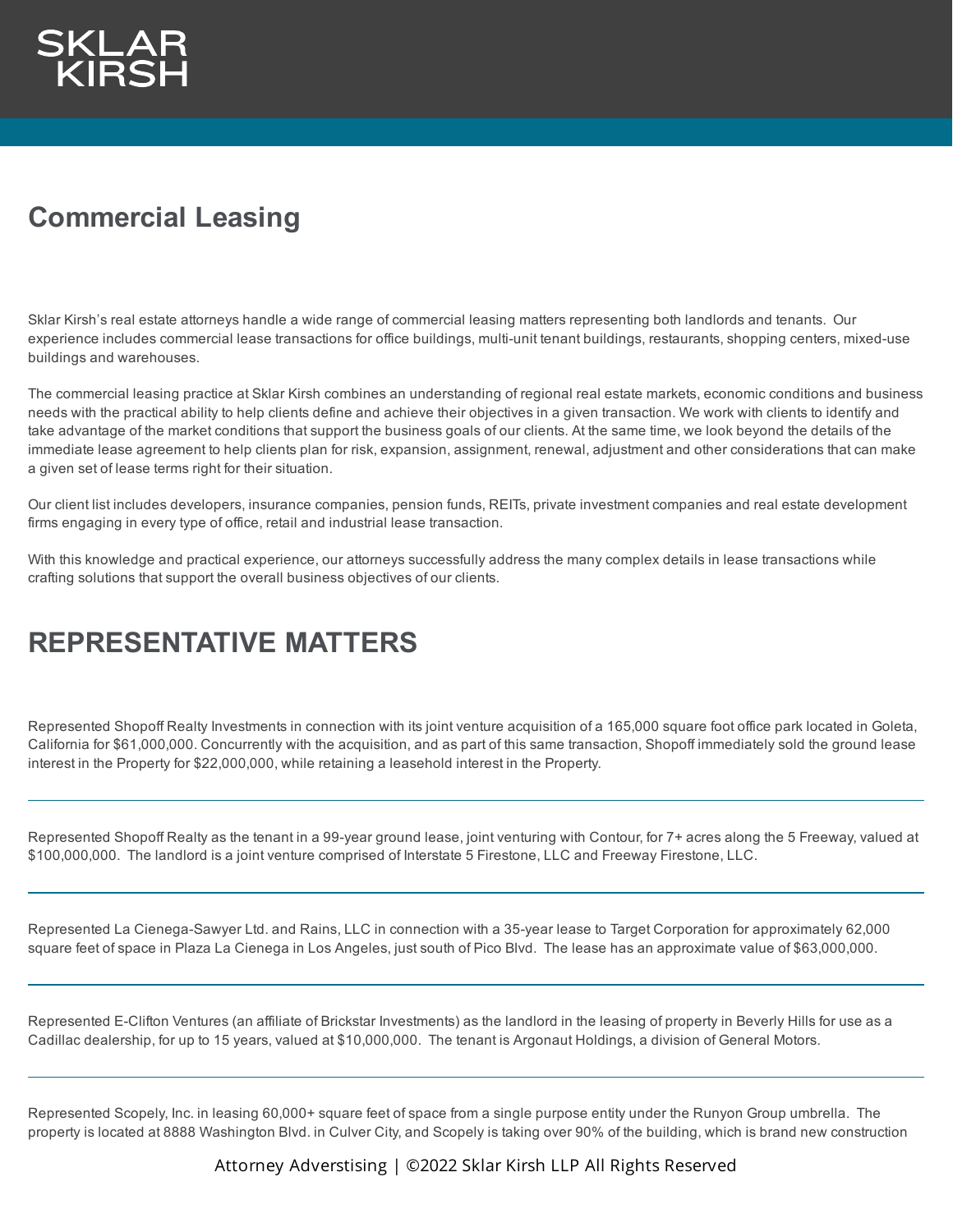SKLAR KIRSH

# Commercial Leasing

Sklar Kirsh's real estate attorneys handle a wide range of commercial leasing matters representing both landlords and tenants. Our experience includes commercial lease transactions for office buildings, multi-unit tenant buildings, restaurants, shopping centers, mixed-use buildings and warehouses.

The commercial leasing practice at Sklar Kirsh combines an understanding of regional real estate markets, economic conditions and business needs with the practical ability to help clients define and achieve their objectives in a given transaction. We work with clients to identify and take advantage of the market conditions that support the business goals of our clients. At the same time, we look beyond the details of the immediate lease agreement to help clients plan for risk, expansion, assignment, renewal, adjustment and other considerations that can make a given set of lease terms right for their situation.

Our client list includes developers, insurance companies, pension funds, REITs, private investment companies and real estate development firms engaging in every type of office, retail and industrial lease transaction.

With this knowledge and practical experience, our attorneys successfully address the many complex details in lease transactions while crafting solutions that support the overall business objectives of our clients.

# REPRESENTATIVE MATTERS

Represented Shopoff Realty Investments in connection with its joint venture acquisition of a 165,000 square foot office park located in Goleta, California for $61,000,000. Concurrently with the acquisition, and as part of this same transaction, Shopoff immediately sold the ground lease interest in the Property for $22,000,000, while retaining a leasehold interest in the Property.

---

Represented Shopoff Realty as the tenant in a 99-year ground lease, joint venturing with Contour, for 7+ acres along the 5 Freeway, valued at $100,000,000. The landlord is a joint venture comprised of Interstate 5 Firestone, LLC and Freeway Firestone, LLC.

---

Represented La Cienega-Sawyer Ltd. and Rains, LLC in connection with a 35-year lease to Target Corporation for approximately 62,000 square feet of space in Plaza La Cienega in Los Angeles, just south of Pico Blvd. The lease has an approximate value of $63,000,000.

---

Represented E-Clifton Ventures (an affiliate of Brickstar Investments) as the landlord in the leasing of property in Beverly Hills for use as a Cadillac dealership, for up to 15 years, valued at $10,000,000. The tenant is Argonaut Holdings, a division of General Motors.

---

Represented Scopely, Inc. in leasing 60,000+ square feet of space from a single purpose entity under the Runyon Group umbrella. The property is located at 8888 Washington Blvd. in Culver City, and Scopely is taking over 90% of the building, which is brand new construction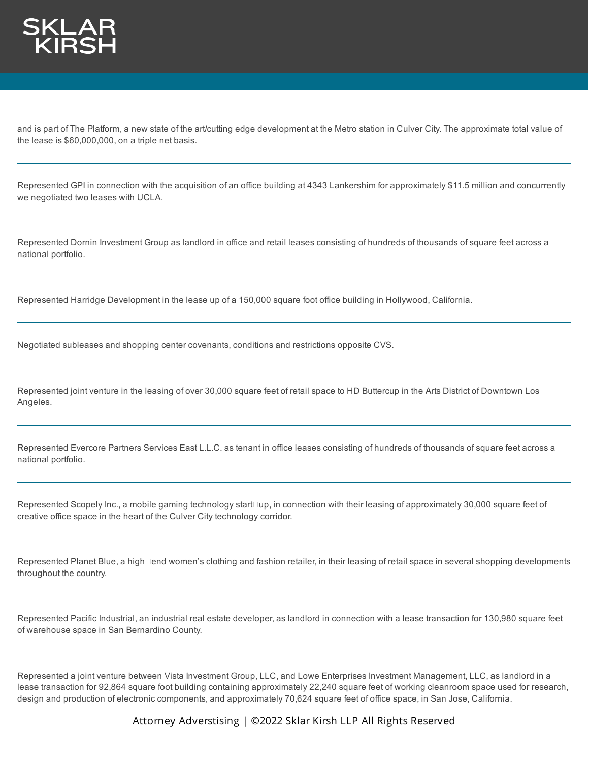and is part of The Platform, a new state of the art/cutting edge development at the Metro station in Culver City. The approximate total value of the lease is $60,000,000, on a triple net basis.

---

Represented GPI in connection with the acquisition of an office building at 4343 Lankershim for approximately $11.5 million and concurrently we negotiated two leases with UCLA.

---

Represented Dornin Investment Group as landlord in office and retail leases consisting of hundreds of thousands of square feet across a national portfolio.

---

Represented Harridge Development in the lease up of a 150,000 square foot office building in Hollywood, California.

---

Negotiated subleases and shopping center covenants, conditions and restrictions opposite CVS.

---

Represented joint venture in the leasing of over 30,000 square feet of retail space to HD Buttercup in the Arts District of Downtown Los Angeles.

---

Represented Evercore Partners Services East L.L.C. as tenant in office leases consisting of hundreds of thousands of square feet across a national portfolio.

---

Represented Scopely Inc., a mobile gaming technology start-up, in connection with their leasing of approximately 30,000 square feet of creative office space in the heart of the Culver City technology corridor.

---

Represented Planet Blue, a high-end women's clothing and fashion retailer, in their leasing of retail space in several shopping developments throughout the country.

---

Represented Pacific Industrial, an industrial real estate developer, as landlord in connection with a lease transaction for 130,980 square feet of warehouse space in San Bernardino County.

---

Represented a joint venture between Vista Investment Group, LLC, and Lowe Enterprises Investment Management, LLC, as landlord in a lease transaction for 92,864 square foot building containing approximately 22,240 square feet of working cleanroom space used for research, design and production of electronic components, and approximately 70,624 square feet of office space, in San Jose, California.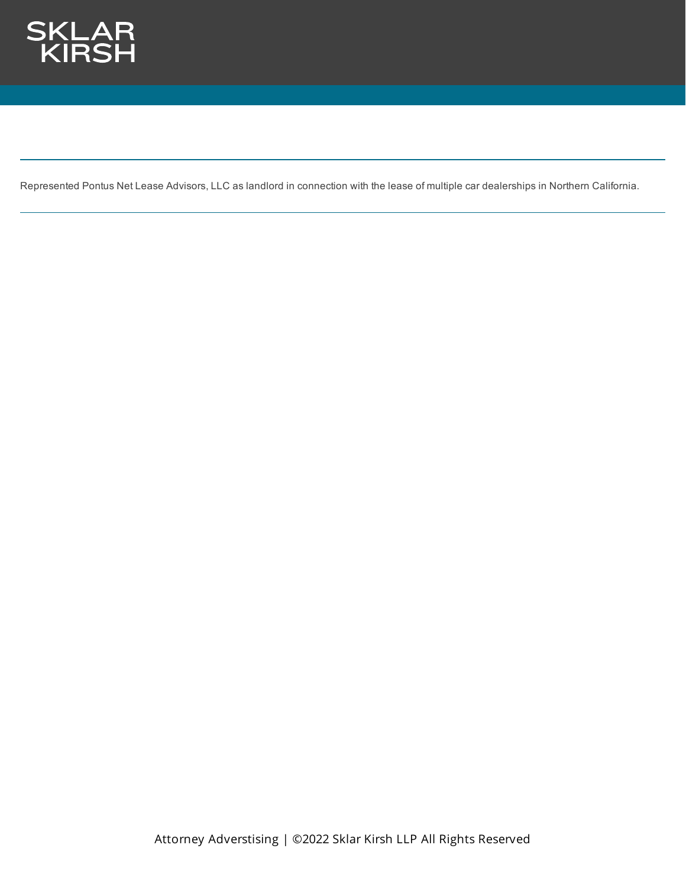Represented Pontus Net Lease Advisors, LLC as landlord in connection with the lease of multiple car dealerships in Northern California.